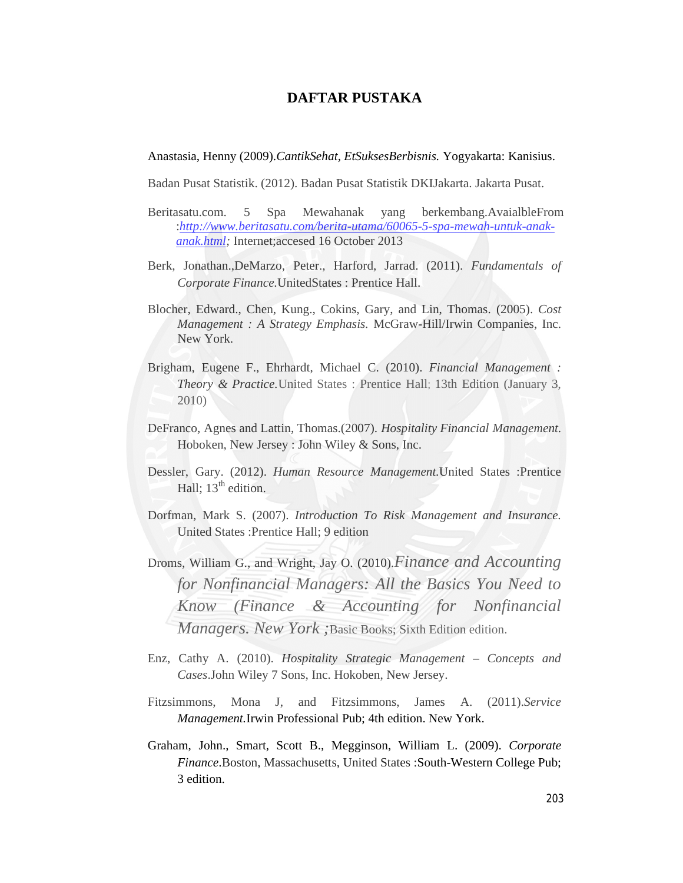# DAFTAR PUSTAKA

Anastasia, Henny (2009).*CantikSehat, EtSuksesBerbisnis.* Yogyakarta: Kanisius.

Badan Pusat Statistik. (2012). Badan Pusat Statistik DKIJakarta. Jakarta Pusat.

Beritasatu.com. 5 Spa Mewahanak yang berkembang.AvaialbleFrom :*[http://www.beritasatu.com/berita-utama/60065-5-spa-mewah-untuk-anak-anak.html](http://www.beritasatu.com/berita-utama/60065-5-spa-mewah-untuk-anak-anak.html);* Internet;accesed 16 October 2013

Berk, Jonathan.,DeMarzo, Peter., Harford, Jarrad. (2011). *Fundamentals of Corporate Finance.*UnitedStates : Prentice Hall.

Blocher, Edward., Chen, Kung., Cokins, Gary, and Lin, Thomas. (2005). *Cost Management : A Strategy Emphasis.* McGraw-Hill/Irwin Companies, Inc. New York.

Brigham, Eugene F., Ehrhardt, Michael C. (2010). *Financial Management : Theory & Practice.*United States : Prentice Hall; 13th Edition (January 3, 2010)

DeFranco, Agnes and Lattin, Thomas.(2007). *Hospitality Financial Management.* Hoboken, New Jersey : John Wiley & Sons, Inc.

Dessler, Gary. (2012). *Human Resource Management.*United States :Prentice Hall; 13th edition.

Dorfman, Mark S. (2007). *Introduction To Risk Management and Insurance.* United States :Prentice Hall; 9 edition

Droms, William G., and Wright, Jay O. (2010).*Finance and Accounting for Nonfinancial Managers: All the Basics You Need to Know (Finance & Accounting for Nonfinancial Managers. New York ;*Basic Books; Sixth Edition edition.

Enz, Cathy A. (2010). *Hospitality Strategic Management – Concepts and Cases*.John Wiley 7 Sons, Inc. Hokoben, New Jersey.

Fitzsimmons, Mona J, and Fitzsimmons, James A. (2011).*Service Management.*Irwin Professional Pub; 4th edition. New York.

Graham, John., Smart, Scott B., Megginson, William L. (2009). *Corporate Finance*.Boston, Massachusetts, United States :South-Western College Pub; 3 edition.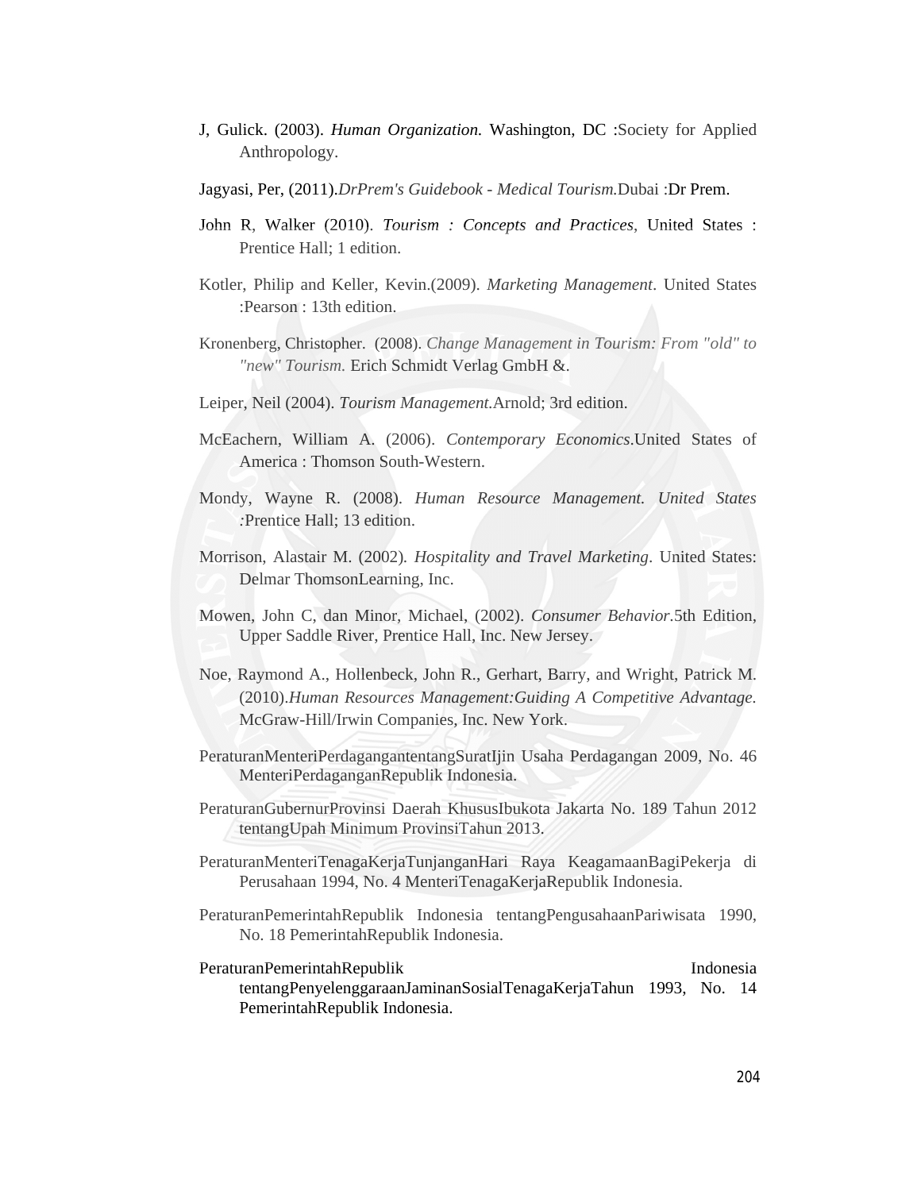J, Gulick. (2003). *Human Organization.* Washington, DC :Society for Applied Anthropology.

Jagyasi, Per, (2011).*DrPrem's Guidebook - Medical Tourism.*Dubai :Dr Prem.

John R, Walker (2010). *Tourism : Concepts and Practices*, United States : Prentice Hall; 1 edition.

Kotler, Philip and Keller, Kevin.(2009). *Marketing Management*. United States :Pearson : 13th edition.

Kronenberg, Christopher. (2008). *Change Management in Tourism: From "old" to "new" Tourism.* Erich Schmidt Verlag GmbH &.

Leiper, Neil (2004). *Tourism Management.*Arnold; 3rd edition.

McEachern, William A. (2006). *Contemporary Economics*.United States of America : Thomson South-Western.

Mondy, Wayne R. (2008). *Human Resource Management. United States* :Prentice Hall; 13 edition.

Morrison, Alastair M. (2002). *Hospitality and Travel Marketing*. United States: Delmar ThomsonLearning, Inc.

Mowen, John C, dan Minor, Michael, (2002). *Consumer Behavior.*5th Edition, Upper Saddle River, Prentice Hall, Inc. New Jersey.

Noe, Raymond A., Hollenbeck, John R., Gerhart, Barry, and Wright, Patrick M. (2010).*Human Resources Management:Guiding A Competitive Advantage.* McGraw-Hill/Irwin Companies, Inc. New York.

PeraturanMenteriPerdagangantentangSuratIjin Usaha Perdagangan 2009, No. 46 MenteriPerdaganganRepublik Indonesia.

PeraturanGubernurProvinsi Daerah KhususIbukota Jakarta No. 189 Tahun 2012 tentangUpah Minimum ProvinsiTahun 2013.

PeraturanMenteriTenagaKerjaTunjanganHari Raya KeagamaanBagiPekerja di Perusahaan 1994, No. 4 MenteriTenagaKerjaRepublik Indonesia.

PeraturanPemerintahRepublik Indonesia tentangPengusahaanPariwisata 1990, No. 18 PemerintahRepublik Indonesia.

PeraturanPemerintahRepublik Indonesia tentangPenyelenggaraanJaminanSosialTenagaKerjaTahun 1993, No. 14 PemerintahRepublik Indonesia.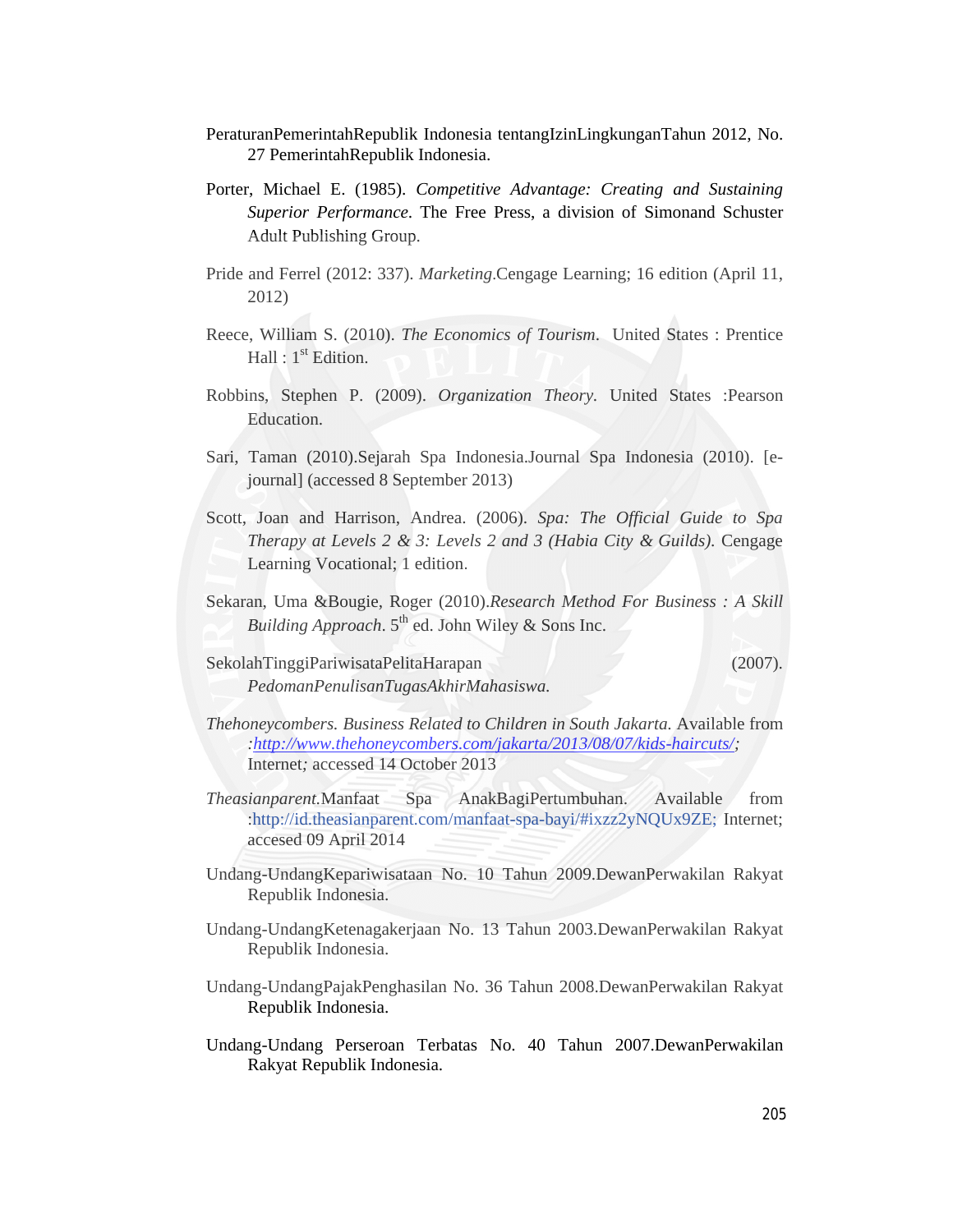PeraturanPemerintahRepublik Indonesia tentangIzinLingkunganTahun 2012, No. 27 PemerintahRepublik Indonesia.

Porter, Michael E. (1985). *Competitive Advantage: Creating and Sustaining Superior Performance*. The Free Press, a division of Simonand Schuster Adult Publishing Group.

Pride and Ferrel (2012: 337). *Marketing*.Cengage Learning; 16 edition (April 11, 2012)

Reece, William S. (2010). *The Economics of Tourism*. United States : Prentice Hall : 1st Edition.

Robbins, Stephen P. (2009). *Organization Theory*. United States :Pearson Education.

Sari, Taman (2010).Sejarah Spa Indonesia.Journal Spa Indonesia (2010). [e-journal] (accessed 8 September 2013)

Scott, Joan and Harrison, Andrea. (2006). *Spa: The Official Guide to Spa Therapy at Levels 2 & 3: Levels 2 and 3 (Habia City & Guilds).* Cengage Learning Vocational; 1 edition.

Sekaran, Uma &Bougie, Roger (2010).*Research Method For Business : A Skill Building Approach*. 5th ed. John Wiley & Sons Inc.

SekolahTinggiPariwisataPelitaHarapan (2007). *PedomanPenulisanTugasAkhirMahasiswa.*

*Thehoneycombers. Business Related to Children in South Jakarta.* Available from *:http://www.thehoneycombers.com/jakarta/2013/08/07/kids-haircuts/;* Internet*;* accessed 14 October 2013

*Theasianparent.*Manfaat Spa AnakBagiPertumbuhan. Available from :http://id.theasianparent.com/manfaat-spa-bayi/#ixzz2yNQUx9ZE; Internet; accesed 09 April 2014

Undang-UndangKepariwisataan No. 10 Tahun 2009.DewanPerwakilan Rakyat Republik Indonesia.

Undang-UndangKetenagakerjaan No. 13 Tahun 2003.DewanPerwakilan Rakyat Republik Indonesia.

Undang-UndangPajakPenghasilan No. 36 Tahun 2008.DewanPerwakilan Rakyat Republik Indonesia.

Undang-Undang Perseroan Terbatas No. 40 Tahun 2007.DewanPerwakilan Rakyat Republik Indonesia.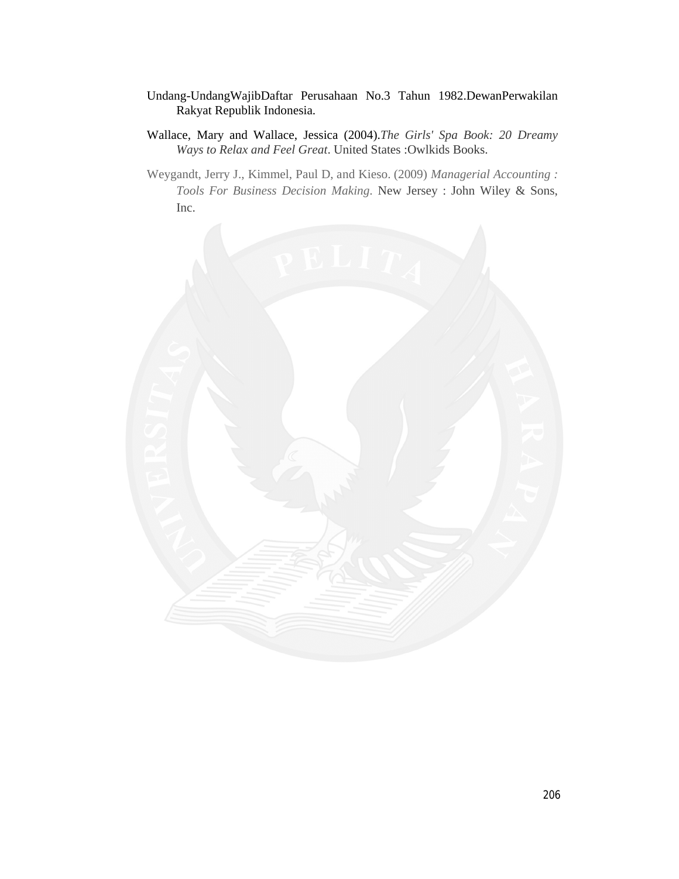Undang-UndangWajibDaftar Perusahaan No.3 Tahun 1982.DewanPerwakilan Rakyat Republik Indonesia.

Wallace, Mary and Wallace, Jessica (2004).*The Girls' Spa Book: 20 Dreamy Ways to Relax and Feel Great*. United States :Owlkids Books.

Weygandt, Jerry J., Kimmel, Paul D, and Kieso. (2009) *Managerial Accounting : Tools For Business Decision Making*. New Jersey : John Wiley & Sons, Inc.